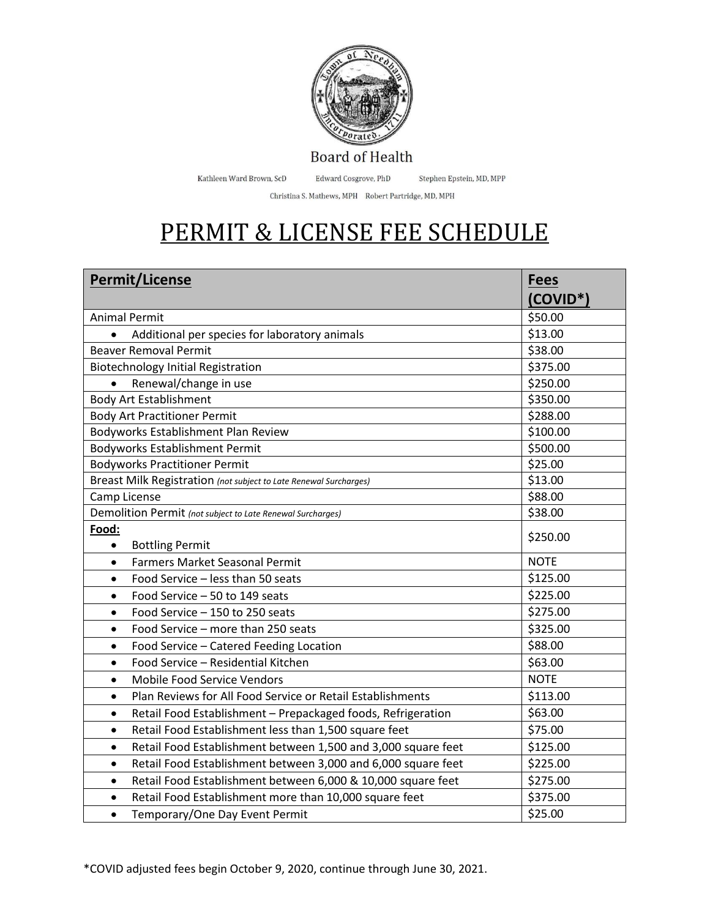Board of Health

Kathleen Ward Brown, ScD    Edward Cosgrove, PhD    Stephen Epstein, MD, MPP

Christina S. Mathews, MPH    Robert Partridge, MD, MPH

# PERMIT & LICENSE FEE SCHEDULE

| **Permit/License** | **Fees (COVID*)** |
|---|---|
| Animal Permit | $50.00 |
| • Additional per species for laboratory animals | $13.00 |
| Beaver Removal Permit | $38.00 |
| Biotechnology Initial Registration | $375.00 |
| • Renewal/change in use | $250.00 |
| Body Art Establishment | $350.00 |
| Body Art Practitioner Permit | $288.00 |
| Bodyworks Establishment Plan Review | $100.00 |
| Bodyworks Establishment Permit | $500.00 |
| Bodyworks Practitioner Permit | $25.00 |
| Breast Milk Registration *(not subject to Late Renewal Surcharges)* | $13.00 |
| Camp License | $88.00 |
| Demolition Permit *(not subject to Late Renewal Surcharges)* | $38.00 |
| **Food:** • Bottling Permit | $250.00 |
| • Farmers Market Seasonal Permit | NOTE |
| • Food Service – less than 50 seats | $125.00 |
| • Food Service – 50 to 149 seats | $225.00 |
| • Food Service – 150 to 250 seats | $275.00 |
| • Food Service – more than 250 seats | $325.00 |
| • Food Service – Catered Feeding Location | $88.00 |
| • Food Service – Residential Kitchen | $63.00 |
| • Mobile Food Service Vendors | NOTE |
| • Plan Reviews for All Food Service or Retail Establishments | $113.00 |
| • Retail Food Establishment – Prepackaged foods, Refrigeration | $63.00 |
| • Retail Food Establishment less than 1,500 square feet | $75.00 |
| • Retail Food Establishment between 1,500 and 3,000 square feet | $125.00 |
| • Retail Food Establishment between 3,000 and 6,000 square feet | $225.00 |
| • Retail Food Establishment between 6,000 & 10,000 square feet | $275.00 |
| • Retail Food Establishment more than 10,000 square feet | $375.00 |
| • Temporary/One Day Event Permit | $25.00 |

*COVID adjusted fees begin October 9, 2020, continue through June 30, 2021.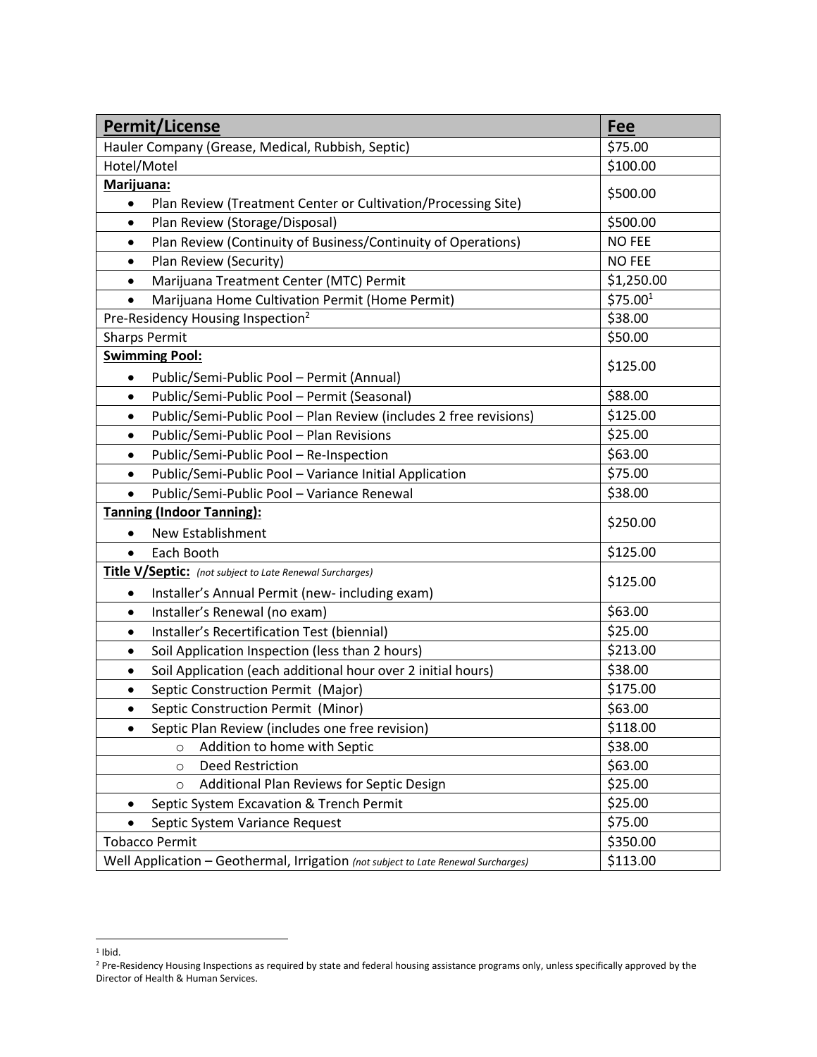| **Permit/License** | **Fee** |
| --- | --- |
| Hauler Company (Grease, Medical, Rubbish, Septic) | $75.00 |
| Hotel/Motel | $100.00 |
| **Marijuana:**<br>• Plan Review (Treatment Center or Cultivation/Processing Site) | $500.00 |
| • Plan Review (Storage/Disposal) | $500.00 |
| • Plan Review (Continuity of Business/Continuity of Operations) | NO FEE |
| • Plan Review (Security) | NO FEE |
| • Marijuana Treatment Center (MTC) Permit | $1,250.00 |
| • Marijuana Home Cultivation Permit (Home Permit) | $75.00[1] |
| Pre-Residency Housing Inspection[2] | $38.00 |
| Sharps Permit | $50.00 |
| **Swimming Pool:**<br>• Public/Semi-Public Pool – Permit (Annual) | $125.00 |
| • Public/Semi-Public Pool – Permit (Seasonal) | $88.00 |
| • Public/Semi-Public Pool – Plan Review (includes 2 free revisions) | $125.00 |
| • Public/Semi-Public Pool – Plan Revisions | $25.00 |
| • Public/Semi-Public Pool – Re-Inspection | $63.00 |
| • Public/Semi-Public Pool – Variance Initial Application | $75.00 |
| • Public/Semi-Public Pool – Variance Renewal | $38.00 |
| **Tanning (Indoor Tanning):**<br>• New Establishment | $250.00 |
| • Each Booth | $125.00 |
| **Title V/Septic:** *(not subject to Late Renewal Surcharges)*<br>• Installer's Annual Permit (new- including exam) | $125.00 |
| • Installer's Renewal (no exam) | $63.00 |
| • Installer's Recertification Test (biennial) | $25.00 |
| • Soil Application Inspection (less than 2 hours) | $213.00 |
| • Soil Application (each additional hour over 2 initial hours) | $38.00 |
| • Septic Construction Permit (Major) | $175.00 |
| • Septic Construction Permit (Minor) | $63.00 |
| • Septic Plan Review (includes one free revision) | $118.00 |
| ○ Addition to home with Septic | $38.00 |
| ○ Deed Restriction | $63.00 |
| ○ Additional Plan Reviews for Septic Design | $25.00 |
| • Septic System Excavation & Trench Permit | $25.00 |
| • Septic System Variance Request | $75.00 |
| Tobacco Permit | $350.00 |
| Well Application – Geothermal, Irrigation *(not subject to Late Renewal Surcharges)* | $113.00 |

[1] Ibid.

[2] Pre-Residency Housing Inspections as required by state and federal housing assistance programs only, unless specifically approved by the Director of Health & Human Services.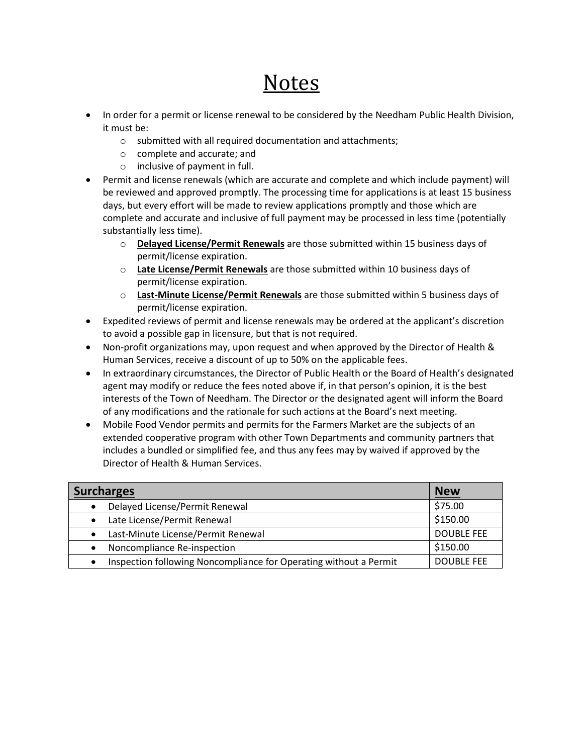# Notes

- In order for a permit or license renewal to be considered by the Needham Public Health Division, it must be:
  - submitted with all required documentation and attachments;
  - complete and accurate; and
  - inclusive of payment in full.
- Permit and license renewals (which are accurate and complete and which include payment) will be reviewed and approved promptly. The processing time for applications is at least 15 business days, but every effort will be made to review applications promptly and those which are complete and accurate and inclusive of full payment may be processed in less time (potentially substantially less time).
  - **Delayed License/Permit Renewals** are those submitted within 15 business days of permit/license expiration.
  - **Late License/Permit Renewals** are those submitted within 10 business days of permit/license expiration.
  - **Last-Minute License/Permit Renewals** are those submitted within 5 business days of permit/license expiration.
- Expedited reviews of permit and license renewals may be ordered at the applicant's discretion to avoid a possible gap in licensure, but that is not required.
- Non-profit organizations may, upon request and when approved by the Director of Health & Human Services, receive a discount of up to 50% on the applicable fees.
- In extraordinary circumstances, the Director of Public Health or the Board of Health's designated agent may modify or reduce the fees noted above if, in that person's opinion, it is the best interests of the Town of Needham. The Director or the designated agent will inform the Board of any modifications and the rationale for such actions at the Board's next meeting.
- Mobile Food Vendor permits and permits for the Farmers Market are the subjects of an extended cooperative program with other Town Departments and community partners that includes a bundled or simplified fee, and thus any fees may by waived if approved by the Director of Health & Human Services.

| **Surcharges** | **New** |
|---|---|
| • Delayed License/Permit Renewal | $75.00 |
| • Late License/Permit Renewal | $150.00 |
| • Last-Minute License/Permit Renewal | DOUBLE FEE |
| • Noncompliance Re-inspection | $150.00 |
| • Inspection following Noncompliance for Operating without a Permit | DOUBLE FEE |